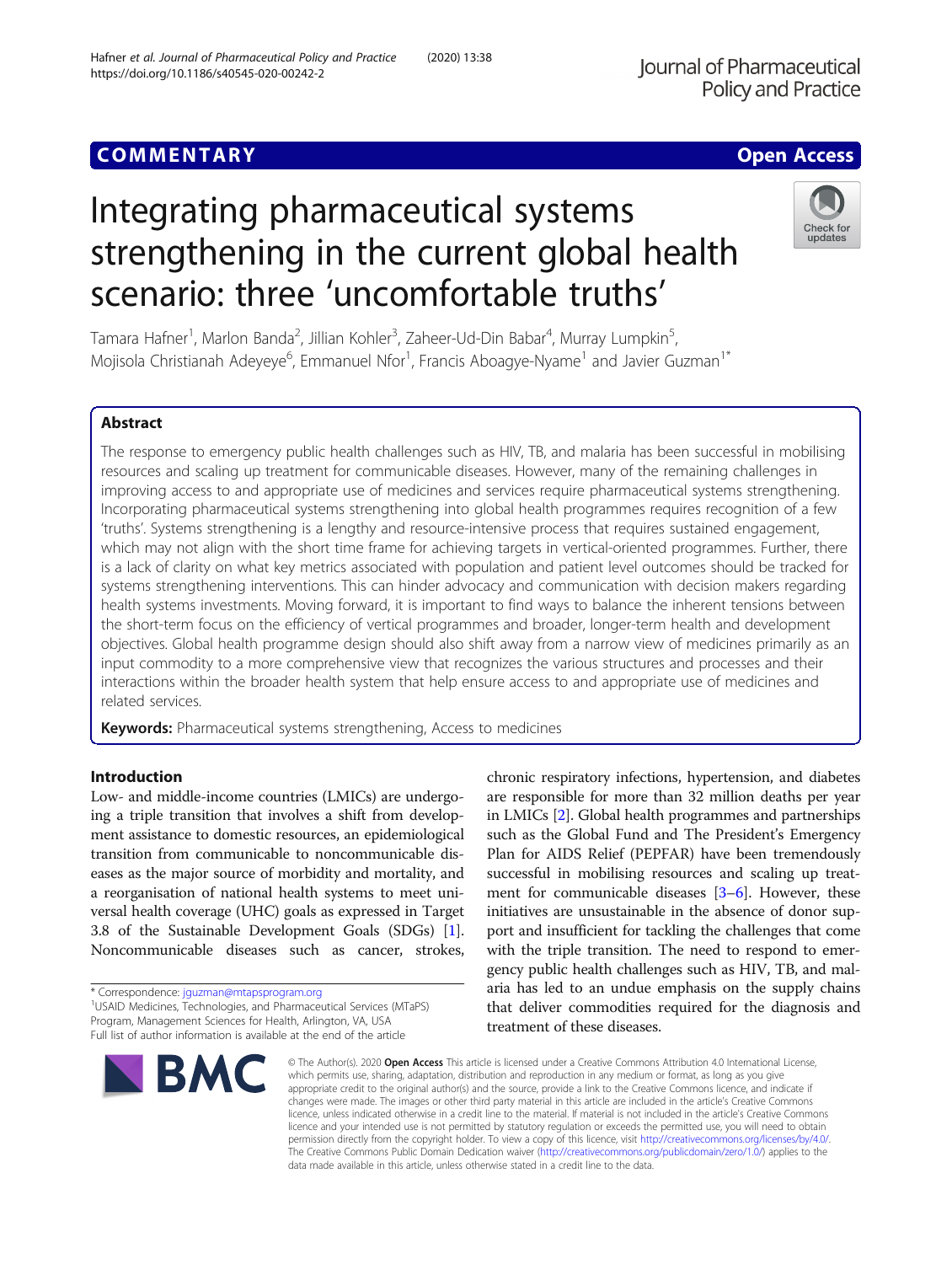COMMENTARY

Open Access

# Integrating pharmaceutical systems strengthening in the current global health scenario: three 'uncomfortable truths'

Tamara Hafner[1], Marlon Banda[2], Jillian Kohler[3], Zaheer-Ud-Din Babar[4], Murray Lumpkin[5], Mojisola Christianah Adeyeye[6], Emmanuel Nfor[1], Francis Aboagye-Nyame[1] and Javier Guzman[1*]

## Abstract

The response to emergency public health challenges such as HIV, TB, and malaria has been successful in mobilising resources and scaling up treatment for communicable diseases. However, many of the remaining challenges in improving access to and appropriate use of medicines and services require pharmaceutical systems strengthening. Incorporating pharmaceutical systems strengthening into global health programmes requires recognition of a few 'truths'. Systems strengthening is a lengthy and resource-intensive process that requires sustained engagement, which may not align with the short time frame for achieving targets in vertical-oriented programmes. Further, there is a lack of clarity on what key metrics associated with population and patient level outcomes should be tracked for systems strengthening interventions. This can hinder advocacy and communication with decision makers regarding health systems investments. Moving forward, it is important to find ways to balance the inherent tensions between the short-term focus on the efficiency of vertical programmes and broader, longer-term health and development objectives. Global health programme design should also shift away from a narrow view of medicines primarily as an input commodity to a more comprehensive view that recognizes the various structures and processes and their interactions within the broader health system that help ensure access to and appropriate use of medicines and related services.

**Keywords:** Pharmaceutical systems strengthening, Access to medicines

## Introduction

Low- and middle-income countries (LMICs) are undergoing a triple transition that involves a shift from development assistance to domestic resources, an epidemiological transition from communicable to noncommunicable diseases as the major source of morbidity and mortality, and a reorganisation of national health systems to meet universal health coverage (UHC) goals as expressed in Target 3.8 of the Sustainable Development Goals (SDGs) [1]. Noncommunicable diseases such as cancer, strokes, chronic respiratory infections, hypertension, and diabetes are responsible for more than 32 million deaths per year in LMICs [2]. Global health programmes and partnerships such as the Global Fund and The President's Emergency Plan for AIDS Relief (PEPFAR) have been tremendously successful in mobilising resources and scaling up treatment for communicable diseases [3–6]. However, these initiatives are unsustainable in the absence of donor support and insufficient for tackling the challenges that come with the triple transition. The need to respond to emergency public health challenges such as HIV, TB, and malaria has led to an undue emphasis on the supply chains that deliver commodities required for the diagnosis and treatment of these diseases.

* Correspondence: jguzman@mtapsprogram.org

[1] USAID Medicines, Technologies, and Pharmaceutical Services (MTaPS) Program, Management Sciences for Health, Arlington, VA, USA

Full list of author information is available at the end of the article

© The Author(s). 2020 **Open Access** This article is licensed under a Creative Commons Attribution 4.0 International License, which permits use, sharing, adaptation, distribution and reproduction in any medium or format, as long as you give appropriate credit to the original author(s) and the source, provide a link to the Creative Commons licence, and indicate if changes were made. The images or other third party material in this article are included in the article's Creative Commons licence, unless indicated otherwise in a credit line to the material. If material is not included in the article's Creative Commons licence and your intended use is not permitted by statutory regulation or exceeds the permitted use, you will need to obtain permission directly from the copyright holder. To view a copy of this licence, visit http://creativecommons.org/licenses/by/4.0/. The Creative Commons Public Domain Dedication waiver (http://creativecommons.org/publicdomain/zero/1.0/) applies to the data made available in this article, unless otherwise stated in a credit line to the data.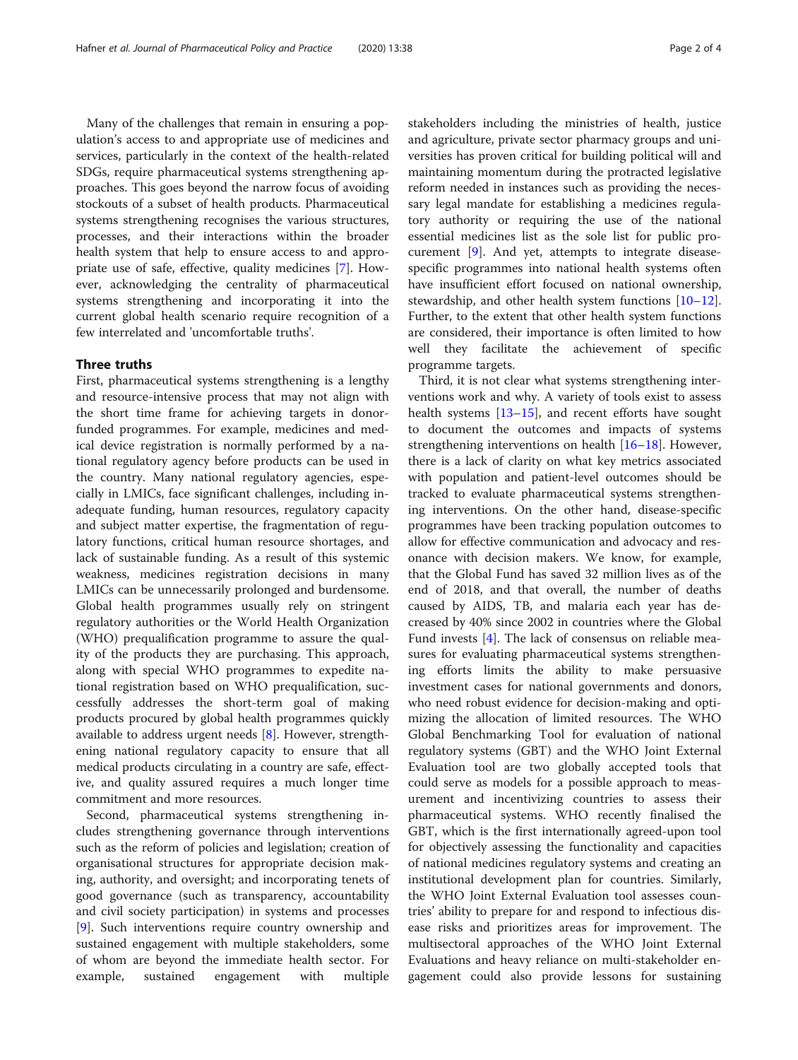Many of the challenges that remain in ensuring a population's access to and appropriate use of medicines and services, particularly in the context of the health-related SDGs, require pharmaceutical systems strengthening approaches. This goes beyond the narrow focus of avoiding stockouts of a subset of health products. Pharmaceutical systems strengthening recognises the various structures, processes, and their interactions within the broader health system that help to ensure access to and appropriate use of safe, effective, quality medicines [7]. However, acknowledging the centrality of pharmaceutical systems strengthening and incorporating it into the current global health scenario require recognition of a few interrelated and 'uncomfortable truths'.

## Three truths

First, pharmaceutical systems strengthening is a lengthy and resource-intensive process that may not align with the short time frame for achieving targets in donor-funded programmes. For example, medicines and medical device registration is normally performed by a national regulatory agency before products can be used in the country. Many national regulatory agencies, especially in LMICs, face significant challenges, including inadequate funding, human resources, regulatory capacity and subject matter expertise, the fragmentation of regulatory functions, critical human resource shortages, and lack of sustainable funding. As a result of this systemic weakness, medicines registration decisions in many LMICs can be unnecessarily prolonged and burdensome. Global health programmes usually rely on stringent regulatory authorities or the World Health Organization (WHO) prequalification programme to assure the quality of the products they are purchasing. This approach, along with special WHO programmes to expedite national registration based on WHO prequalification, successfully addresses the short-term goal of making products procured by global health programmes quickly available to address urgent needs [8]. However, strengthening national regulatory capacity to ensure that all medical products circulating in a country are safe, effective, and quality assured requires a much longer time commitment and more resources.

Second, pharmaceutical systems strengthening includes strengthening governance through interventions such as the reform of policies and legislation; creation of organisational structures for appropriate decision making, authority, and oversight; and incorporating tenets of good governance (such as transparency, accountability and civil society participation) in systems and processes [9]. Such interventions require country ownership and sustained engagement with multiple stakeholders, some of whom are beyond the immediate health sector. For example, sustained engagement with multiple stakeholders including the ministries of health, justice and agriculture, private sector pharmacy groups and universities has proven critical for building political will and maintaining momentum during the protracted legislative reform needed in instances such as providing the necessary legal mandate for establishing a medicines regulatory authority or requiring the use of the national essential medicines list as the sole list for public procurement [9]. And yet, attempts to integrate disease-specific programmes into national health systems often have insufficient effort focused on national ownership, stewardship, and other health system functions [10–12]. Further, to the extent that other health system functions are considered, their importance is often limited to how well they facilitate the achievement of specific programme targets.

Third, it is not clear what systems strengthening interventions work and why. A variety of tools exist to assess health systems [13–15], and recent efforts have sought to document the outcomes and impacts of systems strengthening interventions on health [16–18]. However, there is a lack of clarity on what key metrics associated with population and patient-level outcomes should be tracked to evaluate pharmaceutical systems strengthening interventions. On the other hand, disease-specific programmes have been tracking population outcomes to allow for effective communication and advocacy and resonance with decision makers. We know, for example, that the Global Fund has saved 32 million lives as of the end of 2018, and that overall, the number of deaths caused by AIDS, TB, and malaria each year has decreased by 40% since 2002 in countries where the Global Fund invests [4]. The lack of consensus on reliable measures for evaluating pharmaceutical systems strengthening efforts limits the ability to make persuasive investment cases for national governments and donors, who need robust evidence for decision-making and optimizing the allocation of limited resources. The WHO Global Benchmarking Tool for evaluation of national regulatory systems (GBT) and the WHO Joint External Evaluation tool are two globally accepted tools that could serve as models for a possible approach to measurement and incentivizing countries to assess their pharmaceutical systems. WHO recently finalised the GBT, which is the first internationally agreed-upon tool for objectively assessing the functionality and capacities of national medicines regulatory systems and creating an institutional development plan for countries. Similarly, the WHO Joint External Evaluation tool assesses countries' ability to prepare for and respond to infectious disease risks and prioritizes areas for improvement. The multisectoral approaches of the WHO Joint External Evaluations and heavy reliance on multi-stakeholder engagement could also provide lessons for sustaining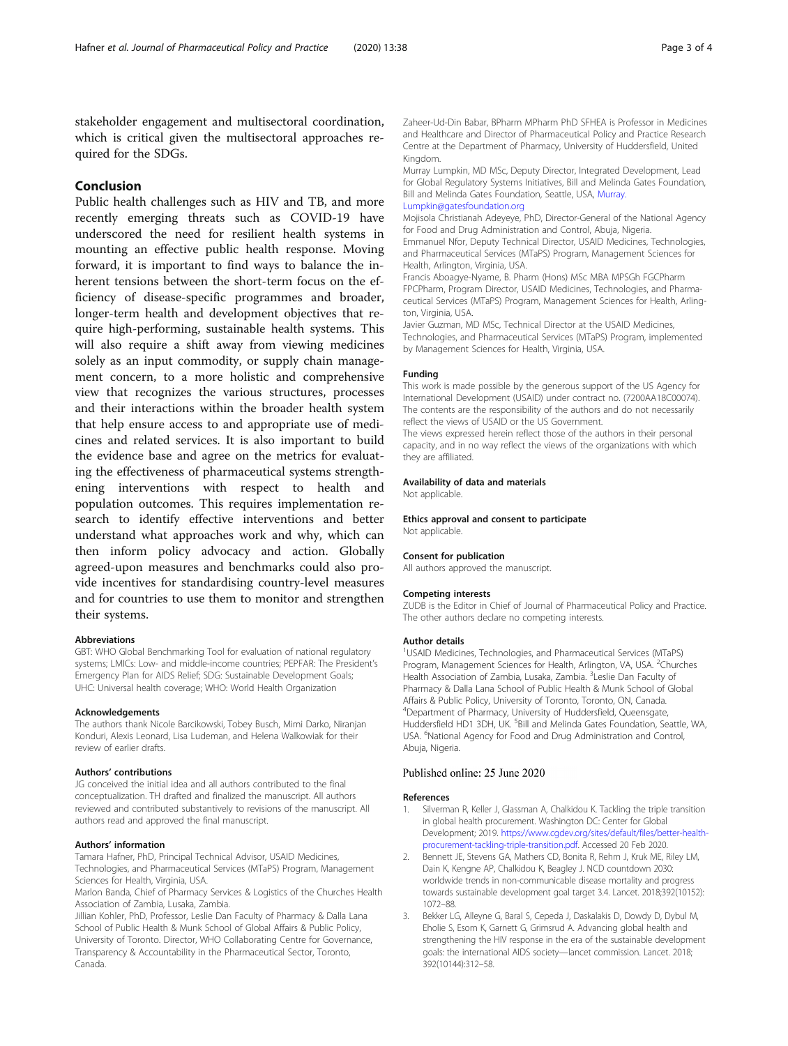stakeholder engagement and multisectoral coordination, which is critical given the multisectoral approaches required for the SDGs.

## Conclusion

Public health challenges such as HIV and TB, and more recently emerging threats such as COVID-19 have underscored the need for resilient health systems in mounting an effective public health response. Moving forward, it is important to find ways to balance the inherent tensions between the short-term focus on the efficiency of disease-specific programmes and broader, longer-term health and development objectives that require high-performing, sustainable health systems. This will also require a shift away from viewing medicines solely as an input commodity, or supply chain management concern, to a more holistic and comprehensive view that recognizes the various structures, processes and their interactions within the broader health system that help ensure access to and appropriate use of medicines and related services. It is also important to build the evidence base and agree on the metrics for evaluating the effectiveness of pharmaceutical systems strengthening interventions with respect to health and population outcomes. This requires implementation research to identify effective interventions and better understand what approaches work and why, which can then inform policy advocacy and action. Globally agreed-upon measures and benchmarks could also provide incentives for standardising country-level measures and for countries to use them to monitor and strengthen their systems.

### Abbreviations

GBT: WHO Global Benchmarking Tool for evaluation of national regulatory systems; LMICs: Low- and middle-income countries; PEPFAR: The President's Emergency Plan for AIDS Relief; SDG: Sustainable Development Goals; UHC: Universal health coverage; WHO: World Health Organization

### Acknowledgements

The authors thank Nicole Barcikowski, Tobey Busch, Mimi Darko, Niranjan Konduri, Alexis Leonard, Lisa Ludeman, and Helena Walkowiak for their review of earlier drafts.

### Authors' contributions

JG conceived the initial idea and all authors contributed to the final conceptualization. TH drafted and finalized the manuscript. All authors reviewed and contributed substantively to revisions of the manuscript. All authors read and approved the final manuscript.

### Authors' information

Tamara Hafner, PhD, Principal Technical Advisor, USAID Medicines, Technologies, and Pharmaceutical Services (MTaPS) Program, Management Sciences for Health, Virginia, USA.
Marlon Banda, Chief of Pharmacy Services & Logistics of the Churches Health Association of Zambia, Lusaka, Zambia.
Jillian Kohler, PhD, Professor, Leslie Dan Faculty of Pharmacy & Dalla Lana School of Public Health & Munk School of Global Affairs & Public Policy, University of Toronto. Director, WHO Collaborating Centre for Governance, Transparency & Accountability in the Pharmaceutical Sector, Toronto, Canada.
Zaheer-Ud-Din Babar, BPharm MPharm PhD SFHEA is Professor in Medicines and Healthcare and Director of Pharmaceutical Policy and Practice Research Centre at the Department of Pharmacy, University of Huddersfield, United Kingdom.
Murray Lumpkin, MD MSc, Deputy Director, Integrated Development, Lead for Global Regulatory Systems Initiatives, Bill and Melinda Gates Foundation, Bill and Melinda Gates Foundation, Seattle, USA, Murray.Lumpkin@gatesfoundation.org
Mojisola Christianah Adeyeye, PhD, Director-General of the National Agency for Food and Drug Administration and Control, Abuja, Nigeria.
Emmanuel Nfor, Deputy Technical Director, USAID Medicines, Technologies, and Pharmaceutical Services (MTaPS) Program, Management Sciences for Health, Arlington, Virginia, USA.
Francis Aboagye-Nyame, B. Pharm (Hons) MSc MBA MPSGh FGCPharm FPCPharm, Program Director, USAID Medicines, Technologies, and Pharmaceutical Services (MTaPS) Program, Management Sciences for Health, Arlington, Virginia, USA.
Javier Guzman, MD MSc, Technical Director at the USAID Medicines, Technologies, and Pharmaceutical Services (MTaPS) Program, implemented by Management Sciences for Health, Virginia, USA.

### Funding

This work is made possible by the generous support of the US Agency for International Development (USAID) under contract no. (7200AA18C00074). The contents are the responsibility of the authors and do not necessarily reflect the views of USAID or the US Government.
The views expressed herein reflect those of the authors in their personal capacity, and in no way reflect the views of the organizations with which they are affiliated.

### Availability of data and materials

Not applicable.

### Ethics approval and consent to participate

Not applicable.

### Consent for publication

All authors approved the manuscript.

### Competing interests

ZUDB is the Editor in Chief of Journal of Pharmaceutical Policy and Practice. The other authors declare no competing interests.

### Author details

[1]USAID Medicines, Technologies, and Pharmaceutical Services (MTaPS) Program, Management Sciences for Health, Arlington, VA, USA. [2]Churches Health Association of Zambia, Lusaka, Zambia. [3]Leslie Dan Faculty of Pharmacy & Dalla Lana School of Public Health & Munk School of Global Affairs & Public Policy, University of Toronto, Toronto, ON, Canada. [4]Department of Pharmacy, University of Huddersfield, Queensgate, Huddersfield HD1 3DH, UK. [5]Bill and Melinda Gates Foundation, Seattle, WA, USA. [6]National Agency for Food and Drug Administration and Control, Abuja, Nigeria.

Published online: 25 June 2020

### References

1. Silverman R, Keller J, Glassman A, Chalkidou K. Tackling the triple transition in global health procurement. Washington DC: Center for Global Development; 2019. https://www.cgdev.org/sites/default/files/better-health-procurement-tackling-triple-transition.pdf. Accessed 20 Feb 2020.
2. Bennett JE, Stevens GA, Mathers CD, Bonita R, Rehm J, Kruk ME, Riley LM, Dain K, Kengne AP, Chalkidou K, Beagley J. NCD countdown 2030: worldwide trends in non-communicable disease mortality and progress towards sustainable development goal target 3.4. Lancet. 2018;392(10152):1072–88.
3. Bekker LG, Alleyne G, Baral S, Cepeda J, Daskalakis D, Dowdy D, Dybul M, Eholie S, Esom K, Garnett G, Grimsrud A. Advancing global health and strengthening the HIV response in the era of the sustainable development goals: the international AIDS society—lancet commission. Lancet. 2018; 392(10144):312–58.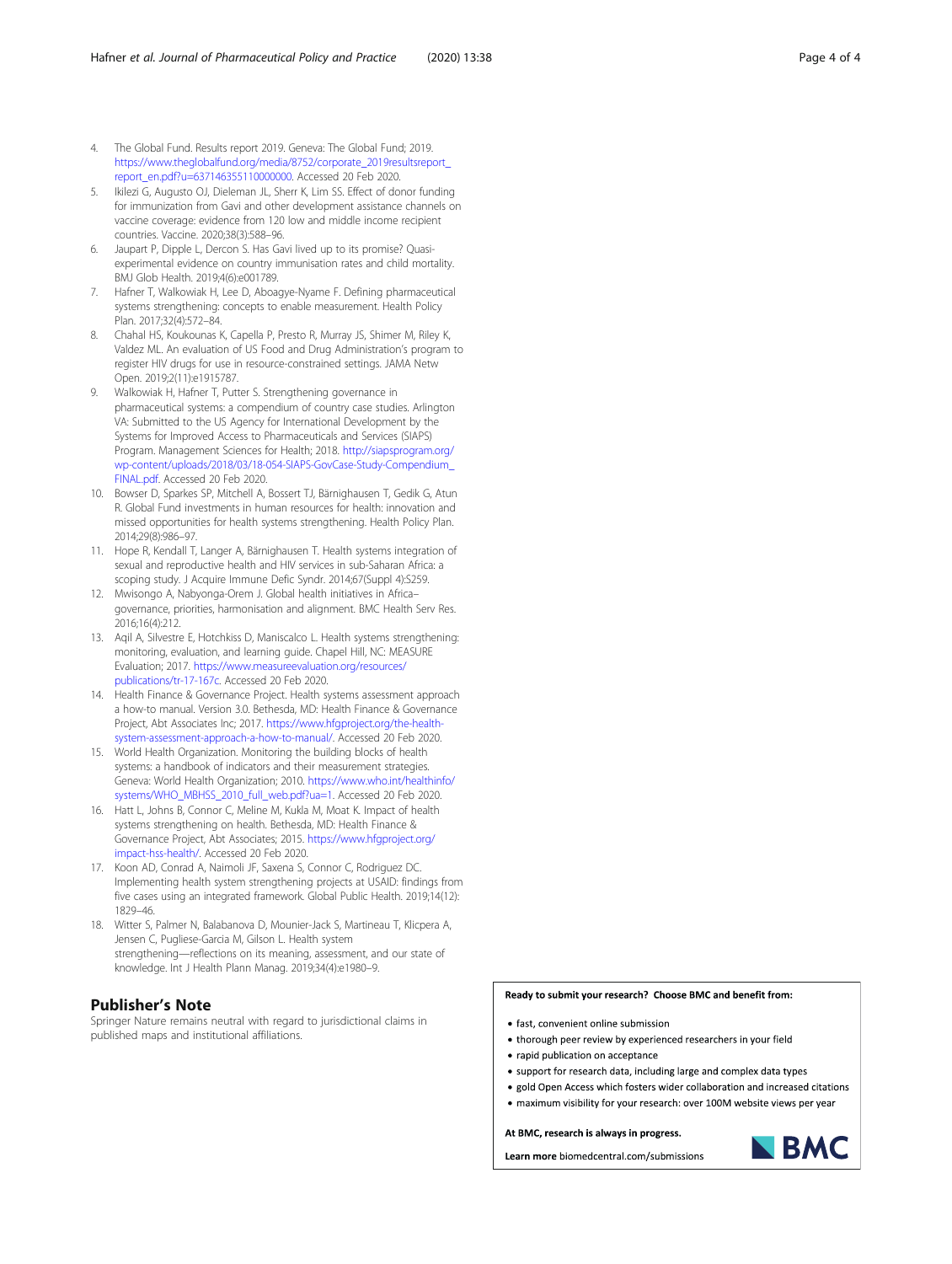4. The Global Fund. Results report 2019. Geneva: The Global Fund; 2019. https://www.theglobalfund.org/media/8752/corporate_2019resultsreport_report_en.pdf?u=637146355110000000. Accessed 20 Feb 2020.
5. Ikilezi G, Augusto OJ, Dieleman JL, Sherr K, Lim SS. Effect of donor funding for immunization from Gavi and other development assistance channels on vaccine coverage: evidence from 120 low and middle income recipient countries. Vaccine. 2020;38(3):588–96.
6. Jaupart P, Dipple L, Dercon S. Has Gavi lived up to its promise? Quasi-experimental evidence on country immunisation rates and child mortality. BMJ Glob Health. 2019;4(6):e001789.
7. Hafner T, Walkowiak H, Lee D, Aboagye-Nyame F. Defining pharmaceutical systems strengthening: concepts to enable measurement. Health Policy Plan. 2017;32(4):572–84.
8. Chahal HS, Koukounas K, Capella P, Presto R, Murray JS, Shimer M, Riley K, Valdez ML. An evaluation of US Food and Drug Administration's program to register HIV drugs for use in resource-constrained settings. JAMA Netw Open. 2019;2(11):e1915787.
9. Walkowiak H, Hafner T, Putter S. Strengthening governance in pharmaceutical systems: a compendium of country case studies. Arlington VA: Submitted to the US Agency for International Development by the Systems for Improved Access to Pharmaceuticals and Services (SIAPS) Program. Management Sciences for Health; 2018. http://siapsprogram.org/wp-content/uploads/2018/03/18-054-SIAPS-GovCase-Study-Compendium_FINAL.pdf. Accessed 20 Feb 2020.
10. Bowser D, Sparkes SP, Mitchell A, Bossert TJ, Bärnighausen T, Gedik G, Atun R. Global Fund investments in human resources for health: innovation and missed opportunities for health systems strengthening. Health Policy Plan. 2014;29(8):986–97.
11. Hope R, Kendall T, Langer A, Bärnighausen T. Health systems integration of sexual and reproductive health and HIV services in sub-Saharan Africa: a scoping study. J Acquire Immune Defic Syndr. 2014;67(Suppl 4):S259.
12. Mwisongo A, Nabyonga-Orem J. Global health initiatives in Africa–governance, priorities, harmonisation and alignment. BMC Health Serv Res. 2016;16(4):212.
13. Aqil A, Silvestre E, Hotchkiss D, Maniscalco L. Health systems strengthening: monitoring, evaluation, and learning guide. Chapel Hill, NC: MEASURE Evaluation; 2017. https://www.measureevaluation.org/resources/publications/tr-17-167c. Accessed 20 Feb 2020.
14. Health Finance & Governance Project. Health systems assessment approach a how-to manual. Version 3.0. Bethesda, MD: Health Finance & Governance Project, Abt Associates Inc; 2017. https://www.hfgproject.org/the-health-system-assessment-approach-a-how-to-manual/. Accessed 20 Feb 2020.
15. World Health Organization. Monitoring the building blocks of health systems: a handbook of indicators and their measurement strategies. Geneva: World Health Organization; 2010. https://www.who.int/healthinfo/systems/WHO_MBHSS_2010_full_web.pdf?ua=1. Accessed 20 Feb 2020.
16. Hatt L, Johns B, Connor C, Meline M, Kukla M, Moat K. Impact of health systems strengthening on health. Bethesda, MD: Health Finance & Governance Project, Abt Associates; 2015. https://www.hfgproject.org/impact-hss-health/. Accessed 20 Feb 2020.
17. Koon AD, Conrad A, Naimoli JF, Saxena S, Connor C, Rodriguez DC. Implementing health system strengthening projects at USAID: findings from five cases using an integrated framework. Global Public Health. 2019;14(12):1829–46.
18. Witter S, Palmer N, Balabanova D, Mounier-Jack S, Martineau T, Klicpera A, Jensen C, Pugliese-Garcia M, Gilson L. Health system strengthening—reflections on its meaning, assessment, and our state of knowledge. Int J Health Plann Manag. 2019;34(4):e1980–9.

## Publisher's Note

Springer Nature remains neutral with regard to jurisdictional claims in published maps and institutional affiliations.

**Ready to submit your research? Choose BMC and benefit from:**

- fast, convenient online submission
- thorough peer review by experienced researchers in your field
- rapid publication on acceptance
- support for research data, including large and complex data types
- gold Open Access which fosters wider collaboration and increased citations
- maximum visibility for your research: over 100M website views per year

**At BMC, research is always in progress.**

**Learn more** biomedcentral.com/submissions

BMC